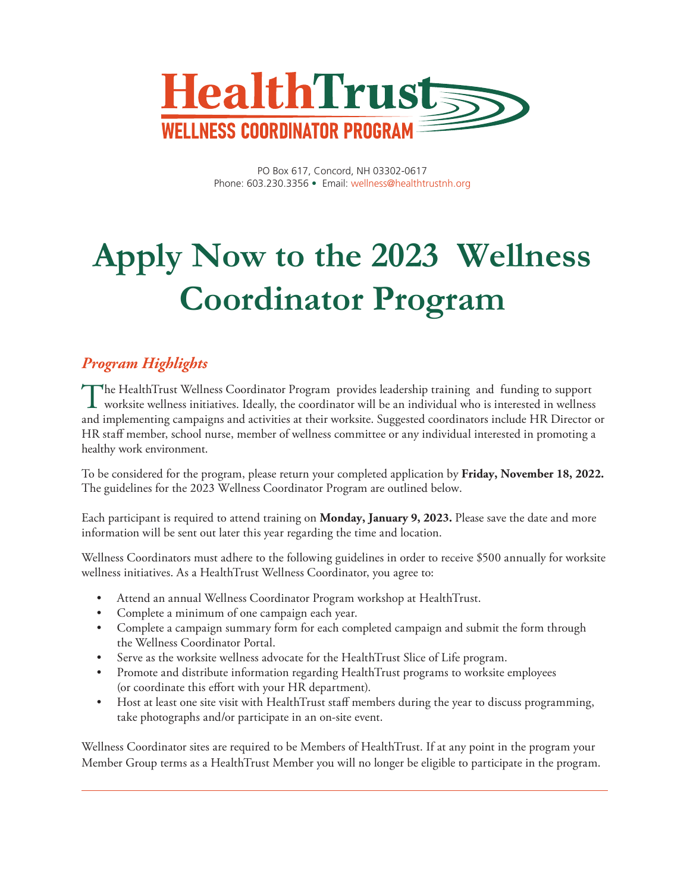# HealthTrust

## WELLNESS COORDINATOR PROGRAM

PO Box 617, Concord, NH 03302-0617
Phone: 603.230.3356 • Email: wellness@healthtrustnh.org

# Apply Now to the 2023 Wellness Coordinator Program

## *Program Highlights*

The HealthTrust Wellness Coordinator Program provides leadership training and funding to support worksite wellness initiatives. Ideally, the coordinator will be an individual who is interested in wellness and implementing campaigns and activities at their worksite. Suggested coordinators include HR Director or HR staff member, school nurse, member of wellness committee or any individual interested in promoting a healthy work environment.

To be considered for the program, please return your completed application by **Friday, November 18, 2022.** The guidelines for the 2023 Wellness Coordinator Program are outlined below.

Each participant is required to attend training on **Monday, January 9, 2023.** Please save the date and more information will be sent out later this year regarding the time and location.

Wellness Coordinators must adhere to the following guidelines in order to receive $500 annually for worksite wellness initiatives. As a HealthTrust Wellness Coordinator, you agree to:

- Attend an annual Wellness Coordinator Program workshop at HealthTrust.
- Complete a minimum of one campaign each year.
- Complete a campaign summary form for each completed campaign and submit the form through the Wellness Coordinator Portal.
- Serve as the worksite wellness advocate for the HealthTrust Slice of Life program.
- Promote and distribute information regarding HealthTrust programs to worksite employees (or coordinate this effort with your HR department).
- Host at least one site visit with HealthTrust staff members during the year to discuss programming, take photographs and/or participate in an on-site event.

Wellness Coordinator sites are required to be Members of HealthTrust. If at any point in the program your Member Group terms as a HealthTrust Member you will no longer be eligible to participate in the program.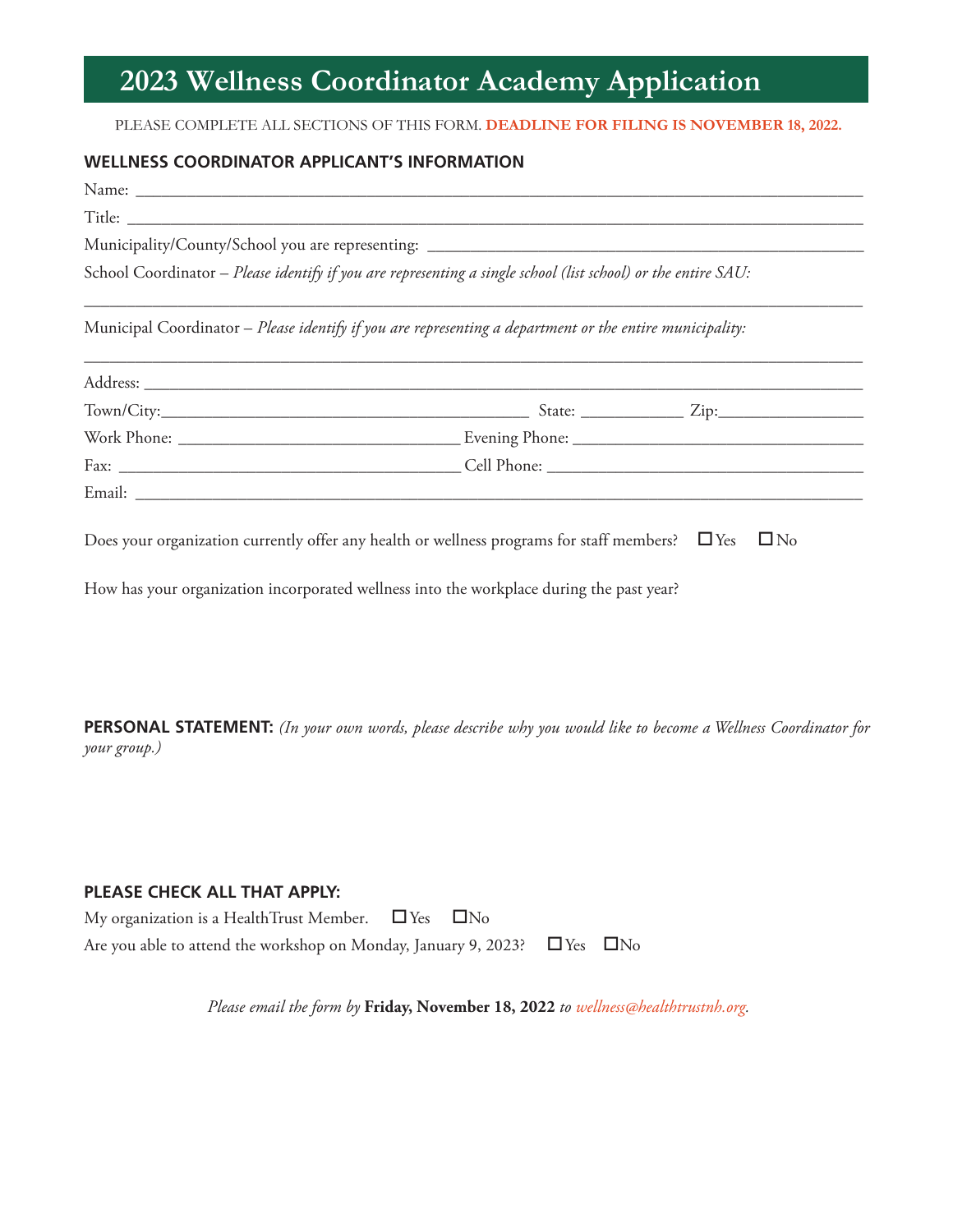# 2023 Wellness Coordinator Academy Application

PLEASE COMPLETE ALL SECTIONS OF THIS FORM. **DEADLINE FOR FILING IS NOVEMBER 18, 2022.**

**WELLNESS COORDINATOR APPLICANT'S INFORMATION**

Name: ______________________________________________________________________

Title: ______________________________________________________________________

Municipality/County/School you are representing: ________________________________

School Coordinator – *Please identify if you are representing a single school (list school) or the entire SAU:*

______________________________________________________________________

Municipal Coordinator – *Please identify if you are representing a department or the entire municipality:*

______________________________________________________________________

Address: ______________________________________________________________________

Town/City: ______________________________ State: __________ Zip: ______________

Work Phone: ____________________________ Evening Phone: ____________________________

Fax: ____________________________ Cell Phone: ____________________________

Email: ______________________________________________________________________

Does your organization currently offer any health or wellness programs for staff members? ☐ Yes ☐ No

How has your organization incorporated wellness into the workplace during the past year?

**PERSONAL STATEMENT:** *(In your own words, please describe why you would like to become a Wellness Coordinator for your group.)*

**PLEASE CHECK ALL THAT APPLY:**

My organization is a HealthTrust Member. ☐ Yes ☐ No

Are you able to attend the workshop on Monday, January 9, 2023? ☐ Yes ☐ No

*Please email the form by* **Friday, November 18, 2022** *to wellness@healthtrustnh.org.*